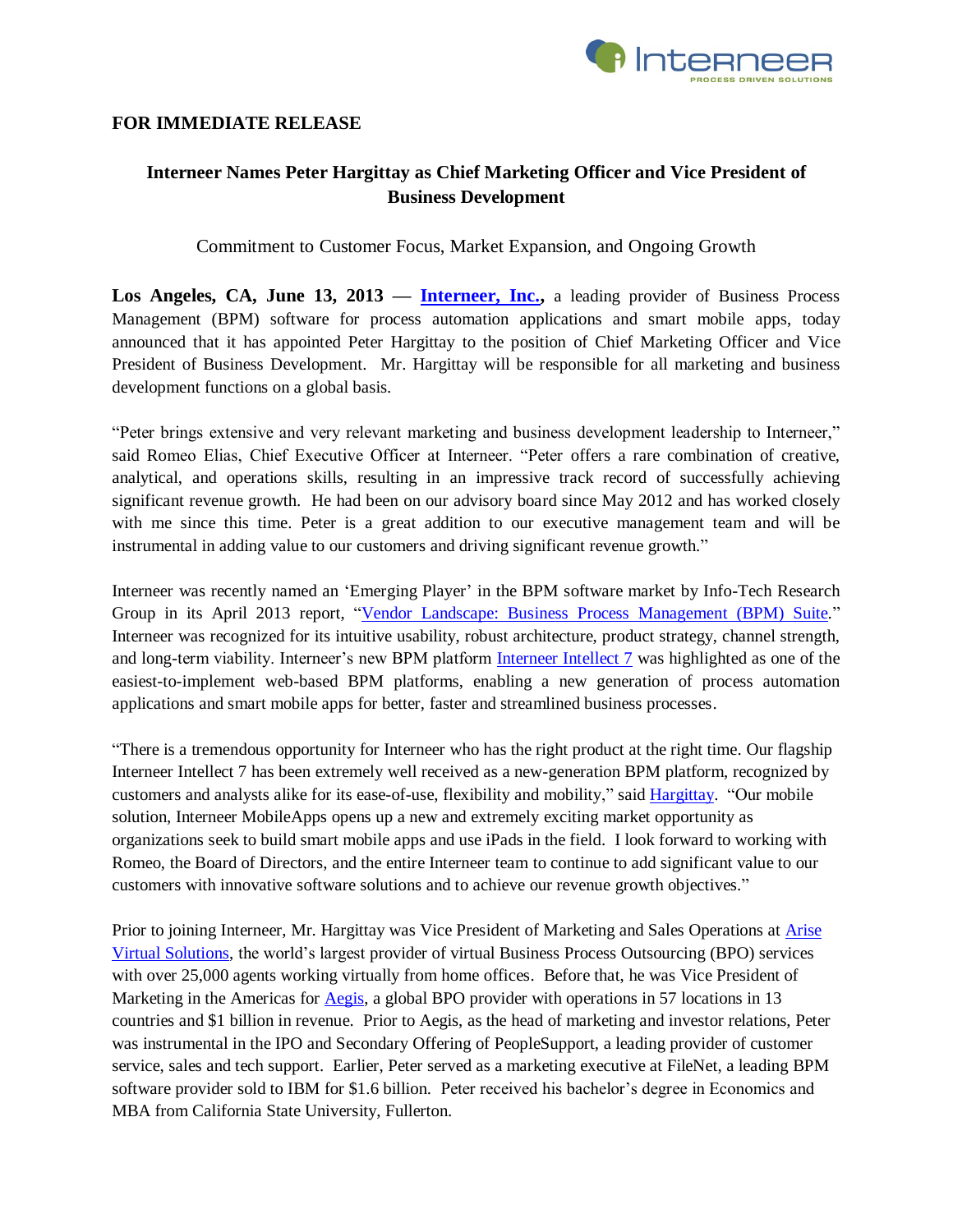**FOR IMMEDIATE RELEASE**

# Interneer Names Peter Hargittay as Chief Marketing Officer and Vice President of Business Development

Commitment to Customer Focus, Market Expansion, and Ongoing Growth

**Los Angeles, CA, June 13, 2013 — Interneer, Inc.,** a leading provider of Business Process Management (BPM) software for process automation applications and smart mobile apps, today announced that it has appointed Peter Hargittay to the position of Chief Marketing Officer and Vice President of Business Development. Mr. Hargittay will be responsible for all marketing and business development functions on a global basis.

"Peter brings extensive and very relevant marketing and business development leadership to Interneer," said Romeo Elias, Chief Executive Officer at Interneer. "Peter offers a rare combination of creative, analytical, and operations skills, resulting in an impressive track record of successfully achieving significant revenue growth. He had been on our advisory board since May 2012 and has worked closely with me since this time. Peter is a great addition to our executive management team and will be instrumental in adding value to our customers and driving significant revenue growth."

Interneer was recently named an 'Emerging Player' in the BPM software market by Info-Tech Research Group in its April 2013 report, "Vendor Landscape: Business Process Management (BPM) Suite." Interneer was recognized for its intuitive usability, robust architecture, product strategy, channel strength, and long-term viability. Interneer's new BPM platform Interneer Intellect 7 was highlighted as one of the easiest-to-implement web-based BPM platforms, enabling a new generation of process automation applications and smart mobile apps for better, faster and streamlined business processes.

"There is a tremendous opportunity for Interneer who has the right product at the right time. Our flagship Interneer Intellect 7 has been extremely well received as a new-generation BPM platform, recognized by customers and analysts alike for its ease-of-use, flexibility and mobility," said Hargittay. "Our mobile solution, Interneer MobileApps opens up a new and extremely exciting market opportunity as organizations seek to build smart mobile apps and use iPads in the field. I look forward to working with Romeo, the Board of Directors, and the entire Interneer team to continue to add significant value to our customers with innovative software solutions and to achieve our revenue growth objectives."

Prior to joining Interneer, Mr. Hargittay was Vice President of Marketing and Sales Operations at Arise Virtual Solutions, the world's largest provider of virtual Business Process Outsourcing (BPO) services with over 25,000 agents working virtually from home offices. Before that, he was Vice President of Marketing in the Americas for Aegis, a global BPO provider with operations in 57 locations in 13 countries and $1 billion in revenue. Prior to Aegis, as the head of marketing and investor relations, Peter was instrumental in the IPO and Secondary Offering of PeopleSupport, a leading provider of customer service, sales and tech support. Earlier, Peter served as a marketing executive at FileNet, a leading BPM software provider sold to IBM for $1.6 billion. Peter received his bachelor's degree in Economics and MBA from California State University, Fullerton.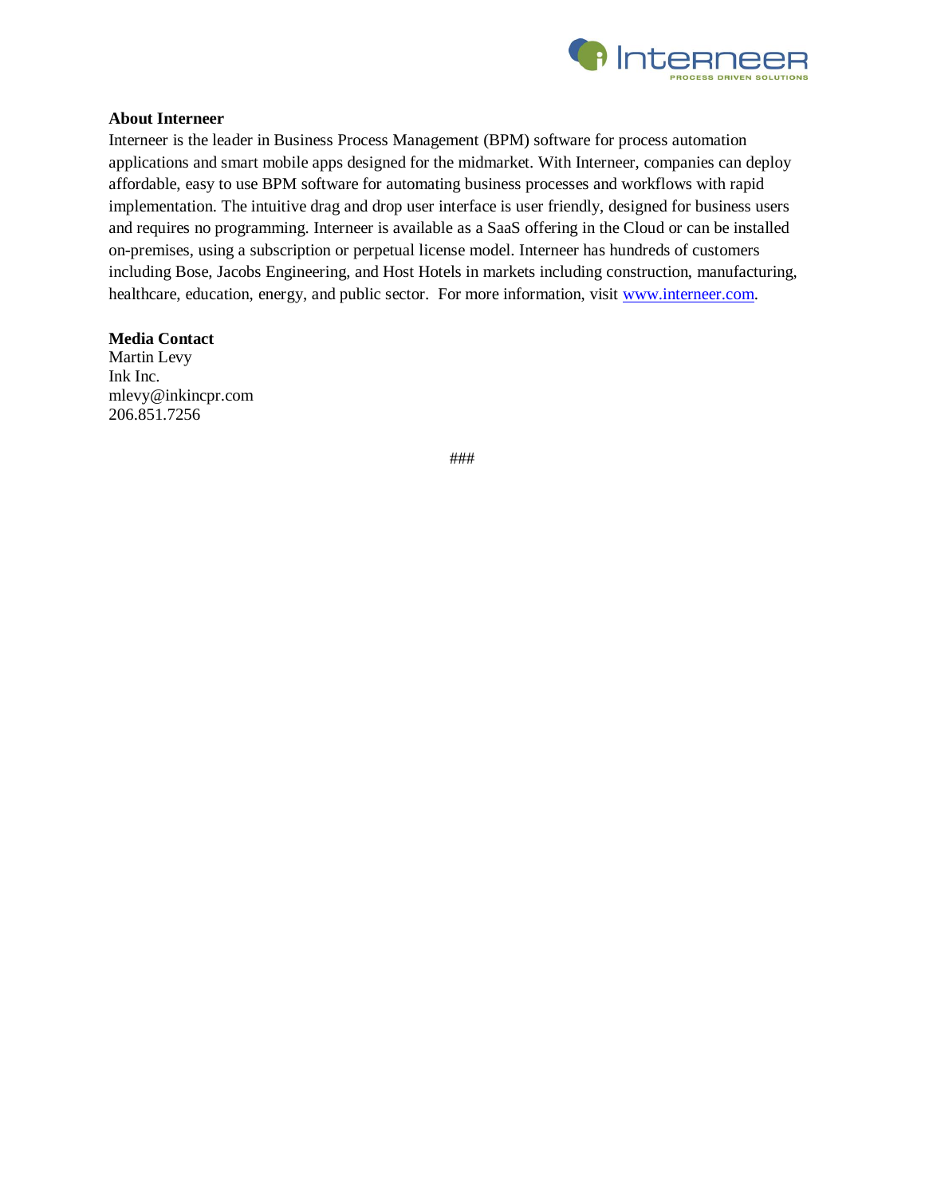**About Interneer**

Interneer is the leader in Business Process Management (BPM) software for process automation applications and smart mobile apps designed for the midmarket. With Interneer, companies can deploy affordable, easy to use BPM software for automating business processes and workflows with rapid implementation. The intuitive drag and drop user interface is user friendly, designed for business users and requires no programming. Interneer is available as a SaaS offering in the Cloud or can be installed on-premises, using a subscription or perpetual license model. Interneer has hundreds of customers including Bose, Jacobs Engineering, and Host Hotels in markets including construction, manufacturing, healthcare, education, energy, and public sector. For more information, visit www.interneer.com.

**Media Contact**
Martin Levy
Ink Inc.
mlevy@inkincpr.com
206.851.7256

###